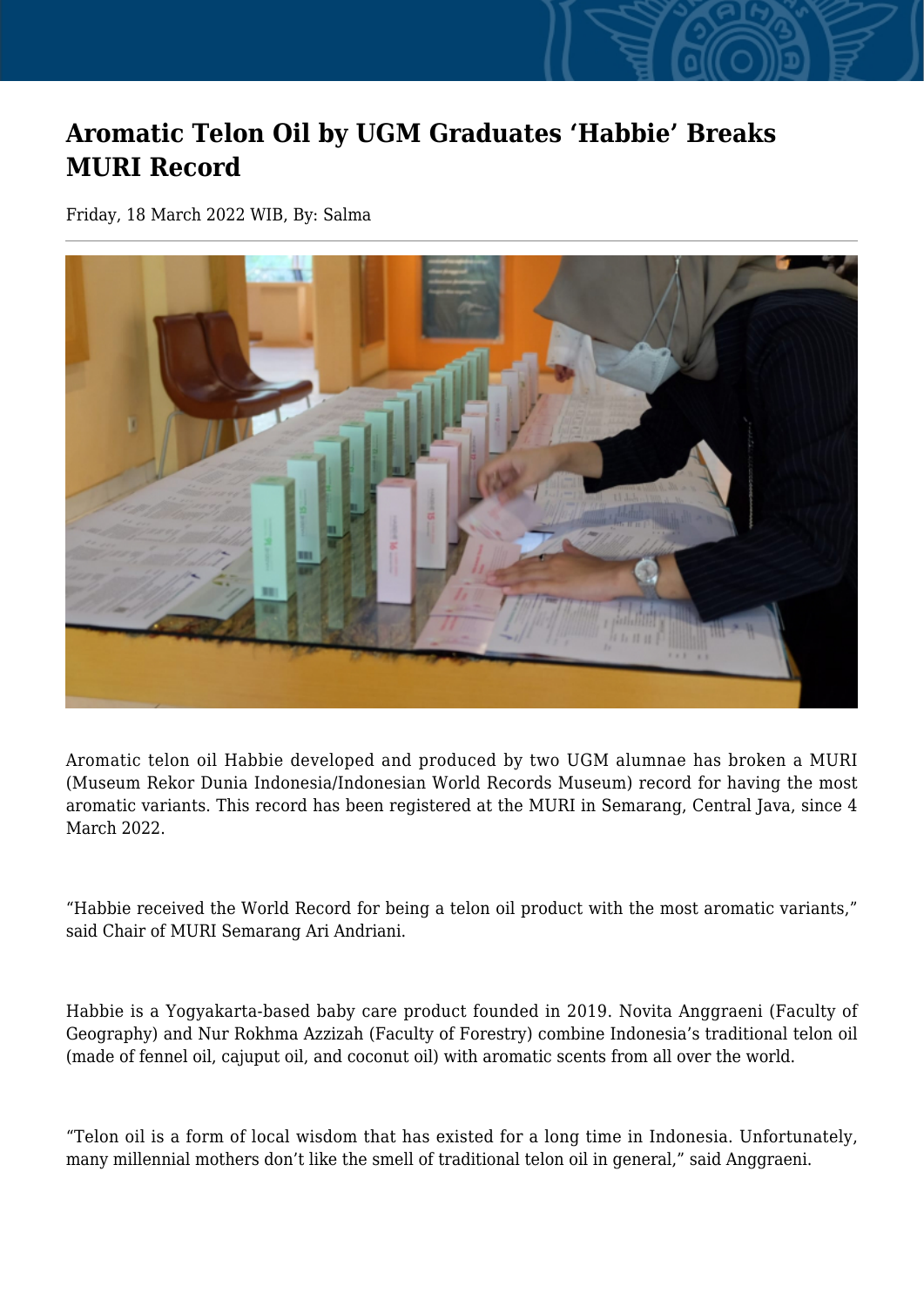# Aromatic Telon Oil by UGM Graduates 'Habbie' Breaks MURI Record

Friday, 18 March 2022 WIB, By: Salma

Aromatic telon oil Habbie developed and produced by two UGM alumnae has broken a MURI (Museum Rekor Dunia Indonesia/Indonesian World Records Museum) record for having the most aromatic variants. This record has been registered at the MURI in Semarang, Central Java, since 4 March 2022.

"Habbie received the World Record for being a telon oil product with the most aromatic variants," said Chair of MURI Semarang Ari Andriani.

Habbie is a Yogyakarta-based baby care product founded in 2019. Novita Anggraeni (Faculty of Geography) and Nur Rokhma Azzizah (Faculty of Forestry) combine Indonesia's traditional telon oil (made of fennel oil, cajuput oil, and coconut oil) with aromatic scents from all over the world.

"Telon oil is a form of local wisdom that has existed for a long time in Indonesia. Unfortunately, many millennial mothers don't like the smell of traditional telon oil in general," said Anggraeni.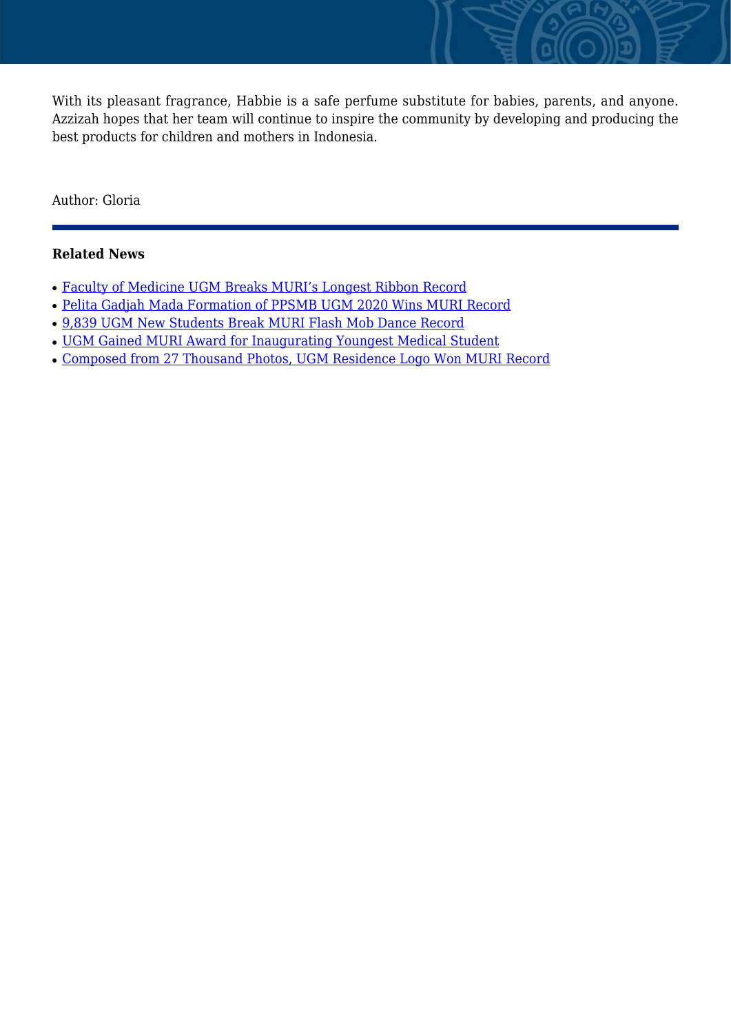With its pleasant fragrance, Habbie is a safe perfume substitute for babies, parents, and anyone. Azzizah hopes that her team will continue to inspire the community by developing and producing the best products for children and mothers in Indonesia.

Author: Gloria

---

**Related News**

- Faculty of Medicine UGM Breaks MURI's Longest Ribbon Record
- Pelita Gadjah Mada Formation of PPSMB UGM 2020 Wins MURI Record
- 9,839 UGM New Students Break MURI Flash Mob Dance Record
- UGM Gained MURI Award for Inaugurating Youngest Medical Student
- Composed from 27 Thousand Photos, UGM Residence Logo Won MURI Record